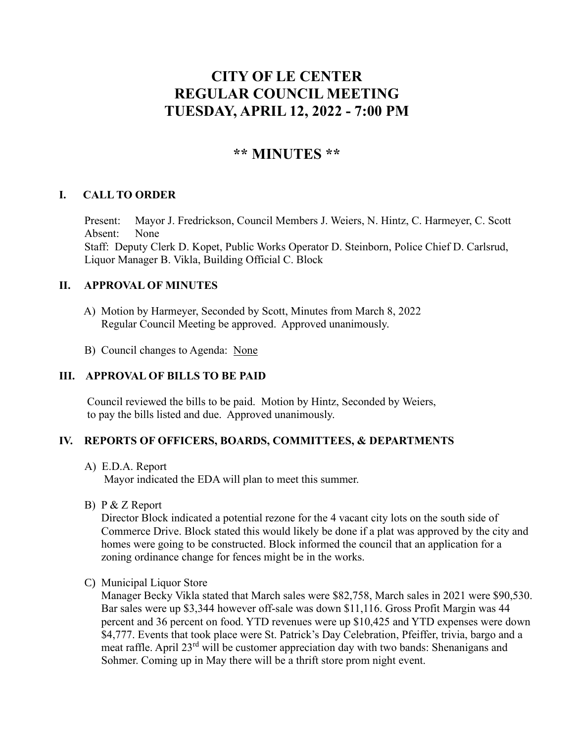# CITY OF LE CENTER
# REGULAR COUNCIL MEETING
# TUESDAY, APRIL 12, 2022 - 7:00 PM

## ** MINUTES **

### I. CALL TO ORDER

Present: Mayor J. Fredrickson, Council Members J. Weiers, N. Hintz, C. Harmeyer, C. Scott
Absent: None
Staff: Deputy Clerk D. Kopet, Public Works Operator D. Steinborn, Police Chief D. Carlsrud, Liquor Manager B. Vikla, Building Official C. Block

### II. APPROVAL OF MINUTES

A) Motion by Harmeyer, Seconded by Scott, Minutes from March 8, 2022 Regular Council Meeting be approved. Approved unanimously.

B) Council changes to Agenda: None

### III. APPROVAL OF BILLS TO BE PAID

Council reviewed the bills to be paid. Motion by Hintz, Seconded by Weiers, to pay the bills listed and due. Approved unanimously.

### IV. REPORTS OF OFFICERS, BOARDS, COMMITTEES, & DEPARTMENTS

A) E.D.A. Report
Mayor indicated the EDA will plan to meet this summer.

B) P & Z Report
Director Block indicated a potential rezone for the 4 vacant city lots on the south side of Commerce Drive. Block stated this would likely be done if a plat was approved by the city and homes were going to be constructed. Block informed the council that an application for a zoning ordinance change for fences might be in the works.

C) Municipal Liquor Store
Manager Becky Vikla stated that March sales were $82,758, March sales in 2021 were $90,530. Bar sales were up $3,344 however off-sale was down $11,116. Gross Profit Margin was 44 percent and 36 percent on food. YTD revenues were up $10,425 and YTD expenses were down $4,777. Events that took place were St. Patrick's Day Celebration, Pfeiffer, trivia, bargo and a meat raffle. April 23rd will be customer appreciation day with two bands: Shenanigans and Sohmer. Coming up in May there will be a thrift store prom night event.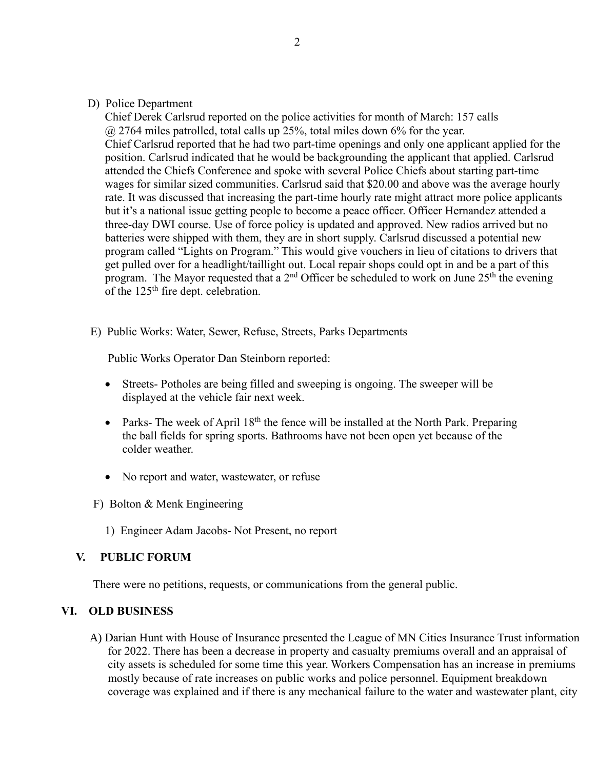D) Police Department

Chief Derek Carlsrud reported on the police activities for month of March: 157 calls @ 2764 miles patrolled, total calls up 25%, total miles down 6% for the year.
Chief Carlsrud reported that he had two part-time openings and only one applicant applied for the position. Carlsrud indicated that he would be backgrounding the applicant that applied. Carlsrud attended the Chiefs Conference and spoke with several Police Chiefs about starting part-time wages for similar sized communities. Carlsrud said that $20.00 and above was the average hourly rate. It was discussed that increasing the part-time hourly rate might attract more police applicants but it's a national issue getting people to become a peace officer. Officer Hernandez attended a three-day DWI course. Use of force policy is updated and approved. New radios arrived but no batteries were shipped with them, they are in short supply. Carlsrud discussed a potential new program called "Lights on Program." This would give vouchers in lieu of citations to drivers that get pulled over for a headlight/taillight out. Local repair shops could opt in and be a part of this program. The Mayor requested that a 2nd Officer be scheduled to work on June 25th the evening of the 125th fire dept. celebration.

E) Public Works: Water, Sewer, Refuse, Streets, Parks Departments

Public Works Operator Dan Steinborn reported:

- Streets- Potholes are being filled and sweeping is ongoing. The sweeper will be displayed at the vehicle fair next week.
- Parks- The week of April 18th the fence will be installed at the North Park. Preparing the ball fields for spring sports. Bathrooms have not been open yet because of the colder weather.
- No report and water, wastewater, or refuse

F) Bolton & Menk Engineering

1) Engineer Adam Jacobs- Not Present, no report

## V. PUBLIC FORUM

There were no petitions, requests, or communications from the general public.

## VI. OLD BUSINESS

A) Darian Hunt with House of Insurance presented the League of MN Cities Insurance Trust information for 2022. There has been a decrease in property and casualty premiums overall and an appraisal of city assets is scheduled for some time this year. Workers Compensation has an increase in premiums mostly because of rate increases on public works and police personnel. Equipment breakdown coverage was explained and if there is any mechanical failure to the water and wastewater plant, city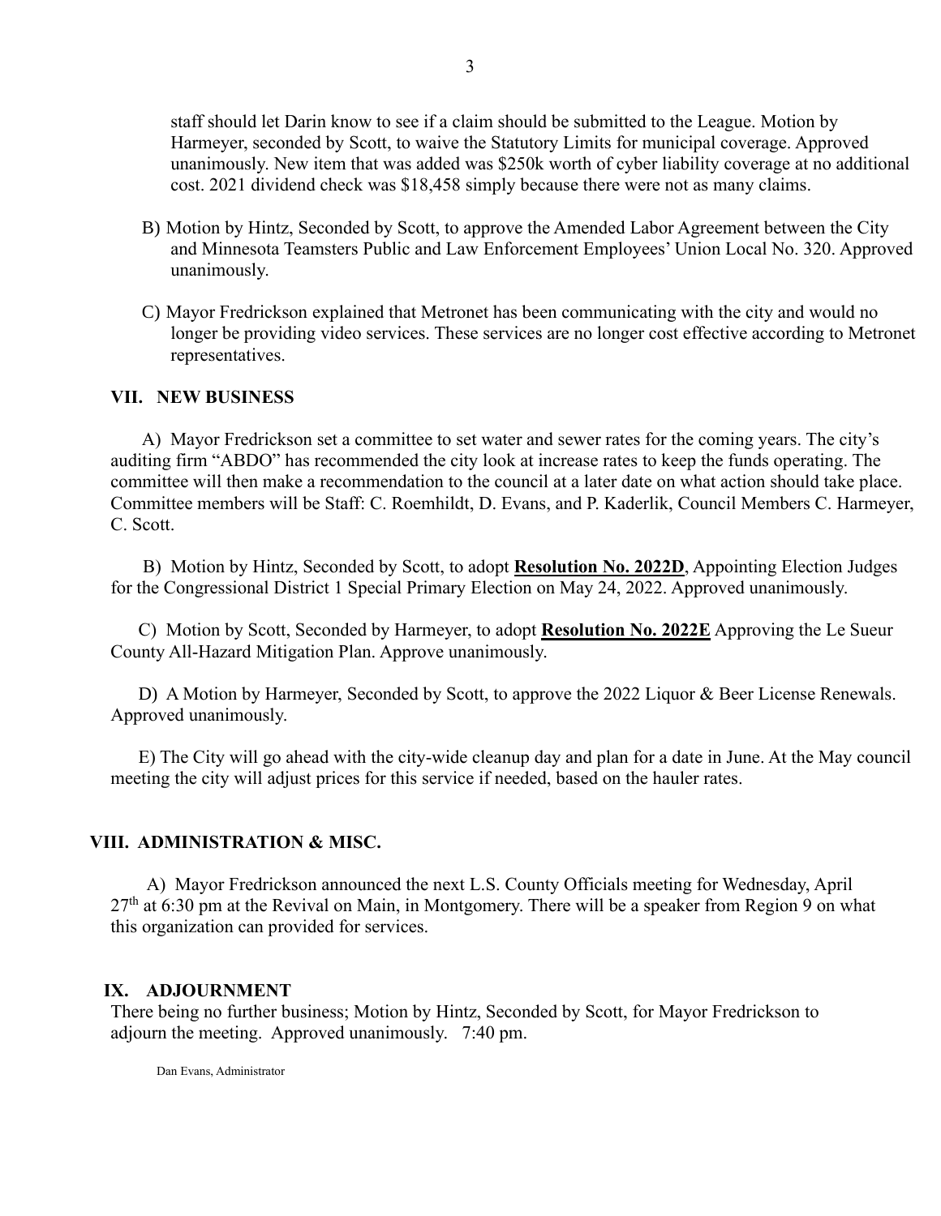staff should let Darin know to see if a claim should be submitted to the League. Motion by Harmeyer, seconded by Scott, to waive the Statutory Limits for municipal coverage. Approved unanimously. New item that was added was $250k worth of cyber liability coverage at no additional cost. 2021 dividend check was $18,458 simply because there were not as many claims.

B) Motion by Hintz, Seconded by Scott, to approve the Amended Labor Agreement between the City and Minnesota Teamsters Public and Law Enforcement Employees' Union Local No. 320. Approved unanimously.

C) Mayor Fredrickson explained that Metronet has been communicating with the city and would no longer be providing video services. These services are no longer cost effective according to Metronet representatives.

## VII. NEW BUSINESS

A) Mayor Fredrickson set a committee to set water and sewer rates for the coming years. The city's auditing firm "ABDO" has recommended the city look at increase rates to keep the funds operating. The committee will then make a recommendation to the council at a later date on what action should take place. Committee members will be Staff: C. Roemhildt, D. Evans, and P. Kaderlik, Council Members C. Harmeyer, C. Scott.

B) Motion by Hintz, Seconded by Scott, to adopt **Resolution No. 2022D**, Appointing Election Judges for the Congressional District 1 Special Primary Election on May 24, 2022. Approved unanimously.

C) Motion by Scott, Seconded by Harmeyer, to adopt **Resolution No. 2022E** Approving the Le Sueur County All-Hazard Mitigation Plan. Approve unanimously.

D) A Motion by Harmeyer, Seconded by Scott, to approve the 2022 Liquor & Beer License Renewals. Approved unanimously.

E) The City will go ahead with the city-wide cleanup day and plan for a date in June. At the May council meeting the city will adjust prices for this service if needed, based on the hauler rates.

## VIII. ADMINISTRATION & MISC.

A) Mayor Fredrickson announced the next L.S. County Officials meeting for Wednesday, April 27th at 6:30 pm at the Revival on Main, in Montgomery. There will be a speaker from Region 9 on what this organization can provided for services.

## IX. ADJOURNMENT

There being no further business; Motion by Hintz, Seconded by Scott, for Mayor Fredrickson to adjourn the meeting. Approved unanimously. 7:40 pm.

Dan Evans, Administrator